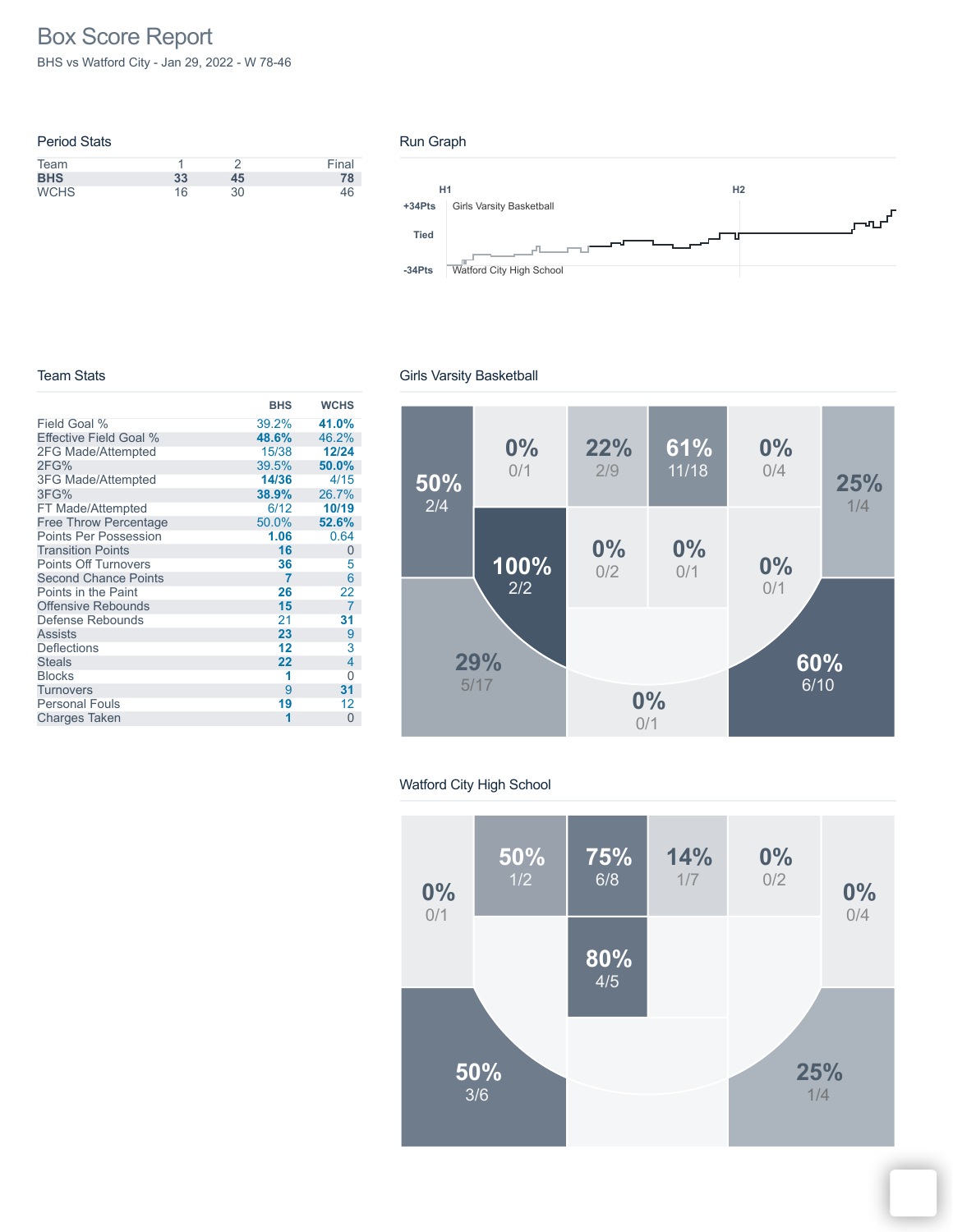# Box Score Report

BHS vs Watford City - Jan 29, 2022 - W 78-46

## Period Stats

| Team | 1 | 2 | Final |
|---|---|---|---|
| **BHS** | **33** | **45** | **78** |
| WCHS | 16 | 30 | 46 |

## Run Graph

H1 H2

+34Pts Girls Varsity Basketball

Tied

-34Pts Watford City High School

## Team Stats

| | BHS | WCHS |
|---|---|---|
| Field Goal % | 39.2% | **41.0%** |
| Effective Field Goal % | **48.6%** | 46.2% |
| 2FG Made/Attempted | 15/38 | **12/24** |
| 2FG% | 39.5% | **50.0%** |
| 3FG Made/Attempted | **14/36** | 4/15 |
| 3FG% | **38.9%** | 26.7% |
| FT Made/Attempted | 6/12 | **10/19** |
| Free Throw Percentage | 50.0% | **52.6%** |
| Points Per Possession | **1.06** | 0.64 |
| Transition Points | **16** | 0 |
| Points Off Turnovers | **36** | 5 |
| Second Chance Points | **7** | 6 |
| Points in the Paint | **26** | 22 |
| Offensive Rebounds | **15** | 7 |
| Defense Rebounds | 21 | **31** |
| Assists | **23** | 9 |
| Deflections | **12** | 3 |
| Steals | **22** | 4 |
| Blocks | **1** | 0 |
| Turnovers | 9 | **31** |
| Personal Fouls | **19** | 12 |
| Charges Taken | **1** | 0 |

## Girls Varsity Basketball

50% 2/4

0% 0/1

22% 2/9

61% 11/18

0% 0/4

25% 1/4

100% 2/2

0% 0/2

0% 0/1

0% 0/1

29% 5/17

0% 0/1

60% 6/10

## Watford City High School

0% 0/1

50% 1/2

75% 6/8

14% 1/7

0% 0/2

0% 0/4

80% 4/5

50% 3/6

25% 1/4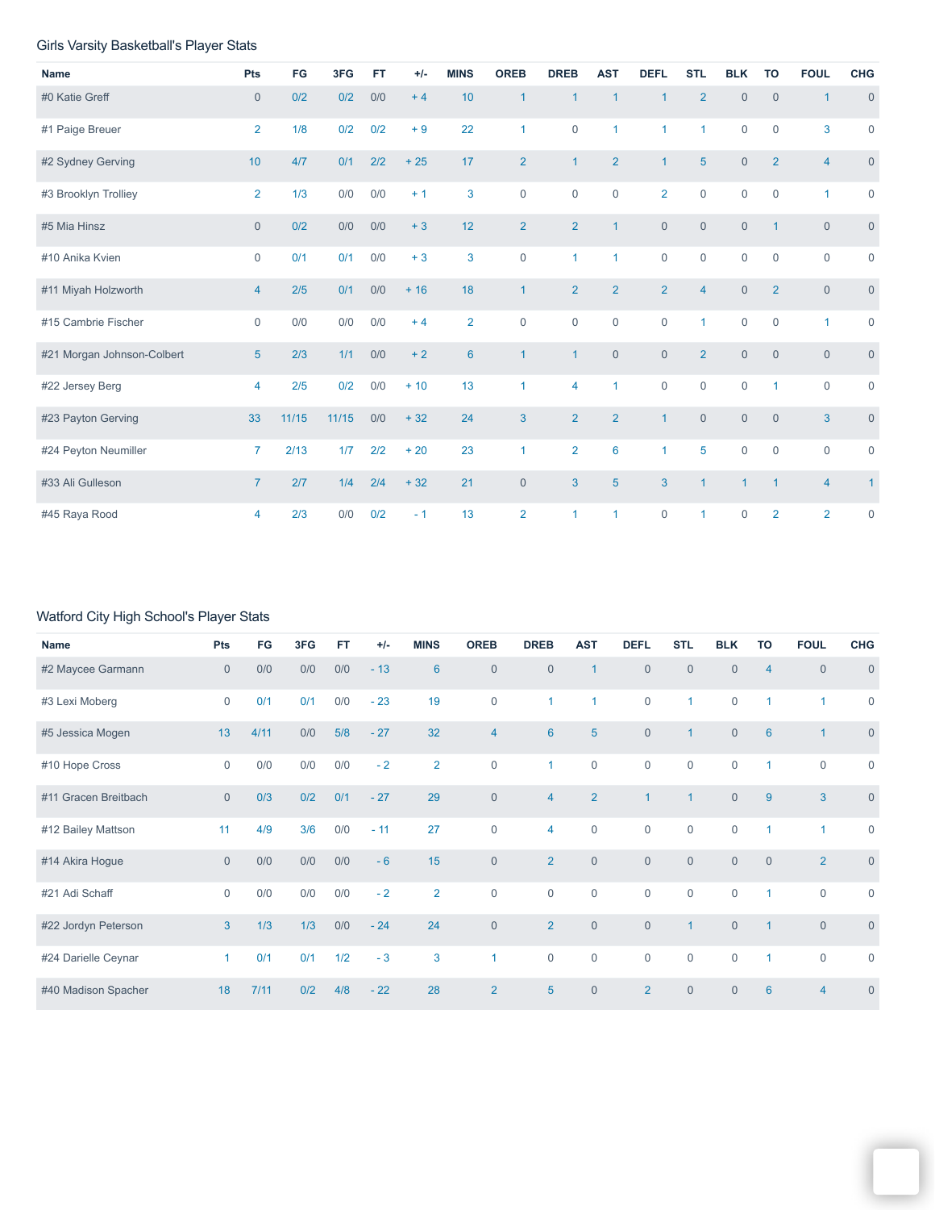Girls Varsity Basketball's Player Stats

| Name | Pts | FG | 3FG | FT | +/- | MINS | OREB | DREB | AST | DEFL | STL | BLK | TO | FOUL | CHG |
|---|---|---|---|---|---|---|---|---|---|---|---|---|---|---|---|
| #0 Katie Greff | 0 | 0/2 | 0/2 | 0/0 | + 4 | 10 | 1 | 1 | 1 | 1 | 2 | 0 | 0 | 1 | 0 |
| #1 Paige Breuer | 2 | 1/8 | 0/2 | 0/2 | + 9 | 22 | 1 | 0 | 1 | 1 | 1 | 0 | 0 | 3 | 0 |
| #2 Sydney Gerving | 10 | 4/7 | 0/1 | 2/2 | + 25 | 17 | 2 | 1 | 2 | 1 | 5 | 0 | 2 | 4 | 0 |
| #3 Brooklyn Trolliey | 2 | 1/3 | 0/0 | 0/0 | + 1 | 3 | 0 | 0 | 0 | 2 | 0 | 0 | 0 | 1 | 0 |
| #5 Mia Hinsz | 0 | 0/2 | 0/0 | 0/0 | + 3 | 12 | 2 | 2 | 1 | 0 | 0 | 0 | 1 | 0 | 0 |
| #10 Anika Kvien | 0 | 0/1 | 0/1 | 0/0 | + 3 | 3 | 0 | 1 | 1 | 0 | 0 | 0 | 0 | 0 | 0 |
| #11 Miyah Holzworth | 4 | 2/5 | 0/1 | 0/0 | + 16 | 18 | 1 | 2 | 2 | 2 | 4 | 0 | 2 | 0 | 0 |
| #15 Cambrie Fischer | 0 | 0/0 | 0/0 | 0/0 | + 4 | 2 | 0 | 0 | 0 | 0 | 1 | 0 | 0 | 1 | 0 |
| #21 Morgan Johnson-Colbert | 5 | 2/3 | 1/1 | 0/0 | + 2 | 6 | 1 | 1 | 0 | 0 | 2 | 0 | 0 | 0 | 0 |
| #22 Jersey Berg | 4 | 2/5 | 0/2 | 0/0 | + 10 | 13 | 1 | 4 | 1 | 0 | 0 | 0 | 1 | 0 | 0 |
| #23 Payton Gerving | 33 | 11/15 | 11/15 | 0/0 | + 32 | 24 | 3 | 2 | 2 | 1 | 0 | 0 | 0 | 3 | 0 |
| #24 Peyton Neumiller | 7 | 2/13 | 1/7 | 2/2 | + 20 | 23 | 1 | 2 | 6 | 1 | 5 | 0 | 0 | 0 | 0 |
| #33 Ali Gulleson | 7 | 2/7 | 1/4 | 2/4 | + 32 | 21 | 0 | 3 | 5 | 3 | 1 | 1 | 1 | 4 | 1 |
| #45 Raya Rood | 4 | 2/3 | 0/0 | 0/2 | - 1 | 13 | 2 | 1 | 1 | 0 | 1 | 0 | 2 | 2 | 0 |

Watford City High School's Player Stats

| Name | Pts | FG | 3FG | FT | +/- | MINS | OREB | DREB | AST | DEFL | STL | BLK | TO | FOUL | CHG |
|---|---|---|---|---|---|---|---|---|---|---|---|---|---|---|---|
| #2 Maycee Garmann | 0 | 0/0 | 0/0 | 0/0 | - 13 | 6 | 0 | 0 | 1 | 0 | 0 | 0 | 4 | 0 | 0 |
| #3 Lexi Moberg | 0 | 0/1 | 0/1 | 0/0 | - 23 | 19 | 0 | 1 | 1 | 0 | 1 | 0 | 1 | 1 | 0 |
| #5 Jessica Mogen | 13 | 4/11 | 0/0 | 5/8 | - 27 | 32 | 4 | 6 | 5 | 0 | 1 | 0 | 6 | 1 | 0 |
| #10 Hope Cross | 0 | 0/0 | 0/0 | 0/0 | - 2 | 2 | 0 | 1 | 0 | 0 | 0 | 0 | 1 | 0 | 0 |
| #11 Gracen Breitbach | 0 | 0/3 | 0/2 | 0/1 | - 27 | 29 | 0 | 4 | 2 | 1 | 1 | 0 | 9 | 3 | 0 |
| #12 Bailey Mattson | 11 | 4/9 | 3/6 | 0/0 | - 11 | 27 | 0 | 4 | 0 | 0 | 0 | 0 | 1 | 1 | 0 |
| #14 Akira Hogue | 0 | 0/0 | 0/0 | 0/0 | - 6 | 15 | 0 | 2 | 0 | 0 | 0 | 0 | 0 | 2 | 0 |
| #21 Adi Schaff | 0 | 0/0 | 0/0 | 0/0 | - 2 | 2 | 0 | 0 | 0 | 0 | 0 | 0 | 1 | 0 | 0 |
| #22 Jordyn Peterson | 3 | 1/3 | 1/3 | 0/0 | - 24 | 24 | 0 | 2 | 0 | 0 | 1 | 0 | 1 | 0 | 0 |
| #24 Darielle Ceynar | 1 | 0/1 | 0/1 | 1/2 | - 3 | 3 | 1 | 0 | 0 | 0 | 0 | 0 | 1 | 0 | 0 |
| #40 Madison Spacher | 18 | 7/11 | 0/2 | 4/8 | - 22 | 28 | 2 | 5 | 0 | 2 | 0 | 0 | 6 | 4 | 0 |